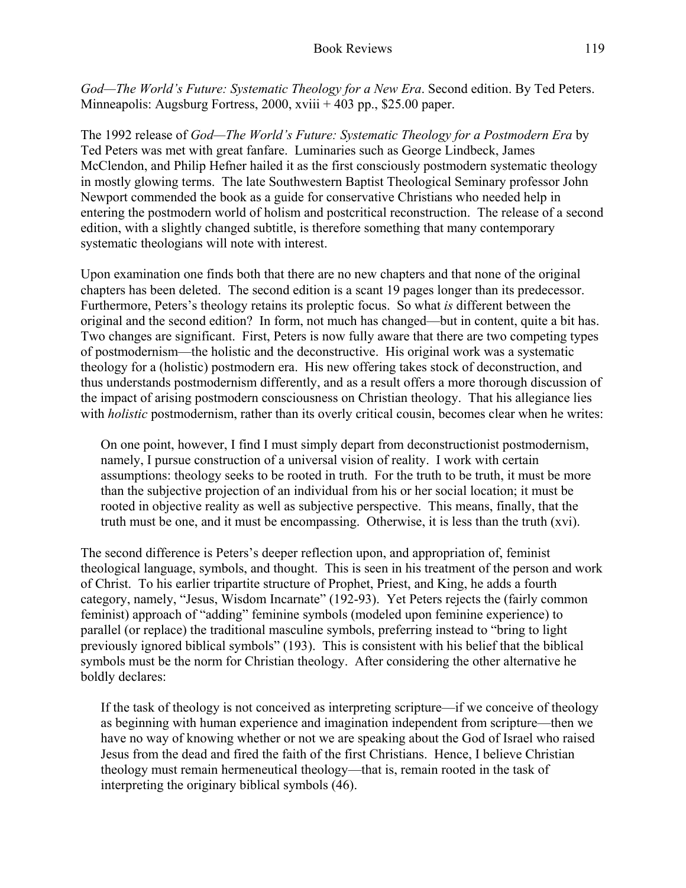*God—The World's Future: Systematic Theology for a New Era*. Second edition. By Ted Peters. Minneapolis: Augsburg Fortress, 2000, xviii + 403 pp., $25.00 paper.

The 1992 release of *God—The World's Future: Systematic Theology for a Postmodern Era* by Ted Peters was met with great fanfare. Luminaries such as George Lindbeck, James McClendon, and Philip Hefner hailed it as the first consciously postmodern systematic theology in mostly glowing terms. The late Southwestern Baptist Theological Seminary professor John Newport commended the book as a guide for conservative Christians who needed help in entering the postmodern world of holism and postcritical reconstruction. The release of a second edition, with a slightly changed subtitle, is therefore something that many contemporary systematic theologians will note with interest.

Upon examination one finds both that there are no new chapters and that none of the original chapters has been deleted. The second edition is a scant 19 pages longer than its predecessor. Furthermore, Peters's theology retains its proleptic focus. So what *is* different between the original and the second edition? In form, not much has changed—but in content, quite a bit has. Two changes are significant. First, Peters is now fully aware that there are two competing types of postmodernism—the holistic and the deconstructive. His original work was a systematic theology for a (holistic) postmodern era. His new offering takes stock of deconstruction, and thus understands postmodernism differently, and as a result offers a more thorough discussion of the impact of arising postmodern consciousness on Christian theology. That his allegiance lies with *holistic* postmodernism, rather than its overly critical cousin, becomes clear when he writes:

> On one point, however, I find I must simply depart from deconstructionist postmodernism, namely, I pursue construction of a universal vision of reality. I work with certain assumptions: theology seeks to be rooted in truth. For the truth to be truth, it must be more than the subjective projection of an individual from his or her social location; it must be rooted in objective reality as well as subjective perspective. This means, finally, that the truth must be one, and it must be encompassing. Otherwise, it is less than the truth (xvi).

The second difference is Peters's deeper reflection upon, and appropriation of, feminist theological language, symbols, and thought. This is seen in his treatment of the person and work of Christ. To his earlier tripartite structure of Prophet, Priest, and King, he adds a fourth category, namely, "Jesus, Wisdom Incarnate" (192-93). Yet Peters rejects the (fairly common feminist) approach of "adding" feminine symbols (modeled upon feminine experience) to parallel (or replace) the traditional masculine symbols, preferring instead to "bring to light previously ignored biblical symbols" (193). This is consistent with his belief that the biblical symbols must be the norm for Christian theology. After considering the other alternative he boldly declares:

> If the task of theology is not conceived as interpreting scripture—if we conceive of theology as beginning with human experience and imagination independent from scripture—then we have no way of knowing whether or not we are speaking about the God of Israel who raised Jesus from the dead and fired the faith of the first Christians. Hence, I believe Christian theology must remain hermeneutical theology—that is, remain rooted in the task of interpreting the originary biblical symbols (46).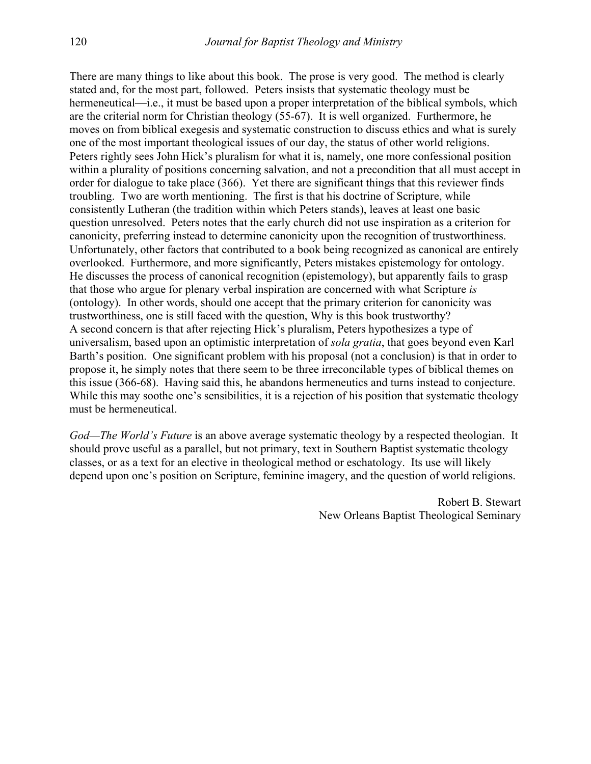There are many things to like about this book. The prose is very good. The method is clearly stated and, for the most part, followed. Peters insists that systematic theology must be hermeneutical—i.e., it must be based upon a proper interpretation of the biblical symbols, which are the criterial norm for Christian theology (55-67). It is well organized. Furthermore, he moves on from biblical exegesis and systematic construction to discuss ethics and what is surely one of the most important theological issues of our day, the status of other world religions. Peters rightly sees John Hick's pluralism for what it is, namely, one more confessional position within a plurality of positions concerning salvation, and not a precondition that all must accept in order for dialogue to take place (366). Yet there are significant things that this reviewer finds troubling. Two are worth mentioning. The first is that his doctrine of Scripture, while consistently Lutheran (the tradition within which Peters stands), leaves at least one basic question unresolved. Peters notes that the early church did not use inspiration as a criterion for canonicity, preferring instead to determine canonicity upon the recognition of trustworthiness. Unfortunately, other factors that contributed to a book being recognized as canonical are entirely overlooked. Furthermore, and more significantly, Peters mistakes epistemology for ontology. He discusses the process of canonical recognition (epistemology), but apparently fails to grasp that those who argue for plenary verbal inspiration are concerned with what Scripture *is* (ontology). In other words, should one accept that the primary criterion for canonicity was trustworthiness, one is still faced with the question, Why is this book trustworthy?
A second concern is that after rejecting Hick's pluralism, Peters hypothesizes a type of universalism, based upon an optimistic interpretation of *sola gratia*, that goes beyond even Karl Barth's position. One significant problem with his proposal (not a conclusion) is that in order to propose it, he simply notes that there seem to be three irreconcilable types of biblical themes on this issue (366-68). Having said this, he abandons hermeneutics and turns instead to conjecture. While this may soothe one's sensibilities, it is a rejection of his position that systematic theology must be hermeneutical.

*God—The World's Future* is an above average systematic theology by a respected theologian. It should prove useful as a parallel, but not primary, text in Southern Baptist systematic theology classes, or as a text for an elective in theological method or eschatology. Its use will likely depend upon one's position on Scripture, feminine imagery, and the question of world religions.

Robert B. Stewart
New Orleans Baptist Theological Seminary